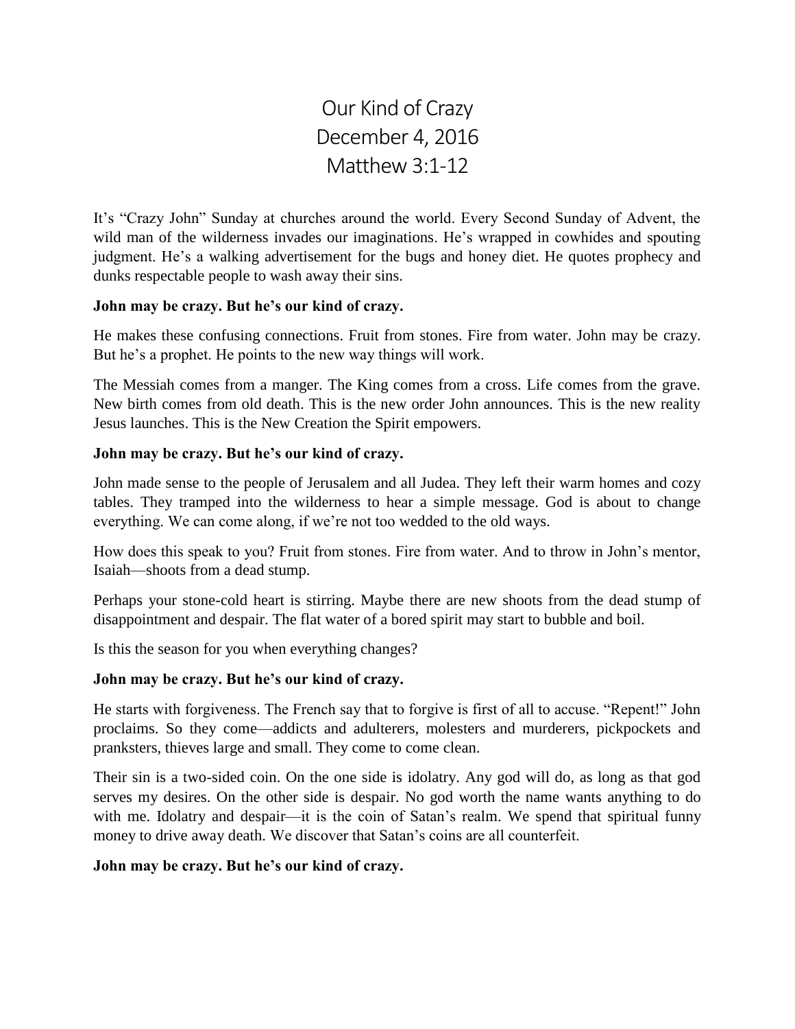# Our Kind of Crazy
## December 4, 2016
## Matthew 3:1-12

It's "Crazy John" Sunday at churches around the world. Every Second Sunday of Advent, the wild man of the wilderness invades our imaginations. He's wrapped in cowhides and spouting judgment. He's a walking advertisement for the bugs and honey diet. He quotes prophecy and dunks respectable people to wash away their sins.

**John may be crazy. But he's our kind of crazy.**

He makes these confusing connections. Fruit from stones. Fire from water. John may be crazy. But he's a prophet. He points to the new way things will work.

The Messiah comes from a manger. The King comes from a cross. Life comes from the grave. New birth comes from old death. This is the new order John announces. This is the new reality Jesus launches. This is the New Creation the Spirit empowers.

**John may be crazy. But he's our kind of crazy.**

John made sense to the people of Jerusalem and all Judea. They left their warm homes and cozy tables. They tramped into the wilderness to hear a simple message. God is about to change everything. We can come along, if we're not too wedded to the old ways.

How does this speak to you? Fruit from stones. Fire from water. And to throw in John's mentor, Isaiah—shoots from a dead stump.

Perhaps your stone-cold heart is stirring. Maybe there are new shoots from the dead stump of disappointment and despair. The flat water of a bored spirit may start to bubble and boil.

Is this the season for you when everything changes?

**John may be crazy. But he's our kind of crazy.**

He starts with forgiveness. The French say that to forgive is first of all to accuse. "Repent!" John proclaims. So they come—addicts and adulterers, molesters and murderers, pickpockets and pranksters, thieves large and small. They come to come clean.

Their sin is a two-sided coin. On the one side is idolatry. Any god will do, as long as that god serves my desires. On the other side is despair. No god worth the name wants anything to do with me. Idolatry and despair—it is the coin of Satan's realm. We spend that spiritual funny money to drive away death. We discover that Satan's coins are all counterfeit.

**John may be crazy. But he's our kind of crazy.**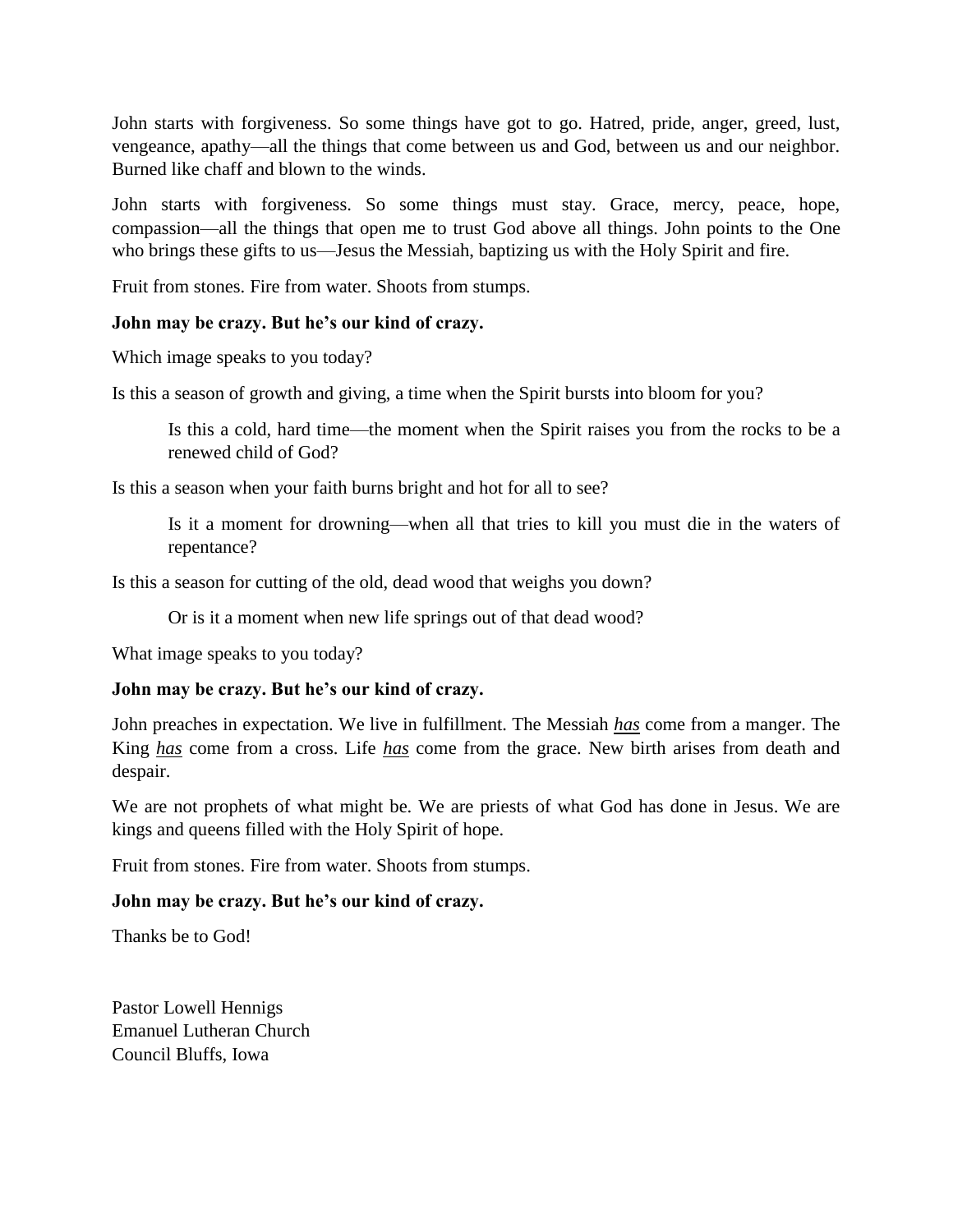John starts with forgiveness. So some things have got to go. Hatred, pride, anger, greed, lust, vengeance, apathy—all the things that come between us and God, between us and our neighbor. Burned like chaff and blown to the winds.

John starts with forgiveness. So some things must stay. Grace, mercy, peace, hope, compassion—all the things that open me to trust God above all things. John points to the One who brings these gifts to us—Jesus the Messiah, baptizing us with the Holy Spirit and fire.

Fruit from stones. Fire from water. Shoots from stumps.

**John may be crazy. But he's our kind of crazy.**

Which image speaks to you today?

Is this a season of growth and giving, a time when the Spirit bursts into bloom for you?

> Is this a cold, hard time—the moment when the Spirit raises you from the rocks to be a renewed child of God?

Is this a season when your faith burns bright and hot for all to see?

> Is it a moment for drowning—when all that tries to kill you must die in the waters of repentance?

Is this a season for cutting of the old, dead wood that weighs you down?

> Or is it a moment when new life springs out of that dead wood?

What image speaks to you today?

**John may be crazy. But he's our kind of crazy.**

John preaches in expectation. We live in fulfillment. The Messiah ***has*** come from a manger. The King ***has*** come from a cross. Life ***has*** come from the grace. New birth arises from death and despair.

We are not prophets of what might be. We are priests of what God has done in Jesus. We are kings and queens filled with the Holy Spirit of hope.

Fruit from stones. Fire from water. Shoots from stumps.

**John may be crazy. But he's our kind of crazy.**

Thanks be to God!

Pastor Lowell Hennigs  
Emanuel Lutheran Church  
Council Bluffs, Iowa